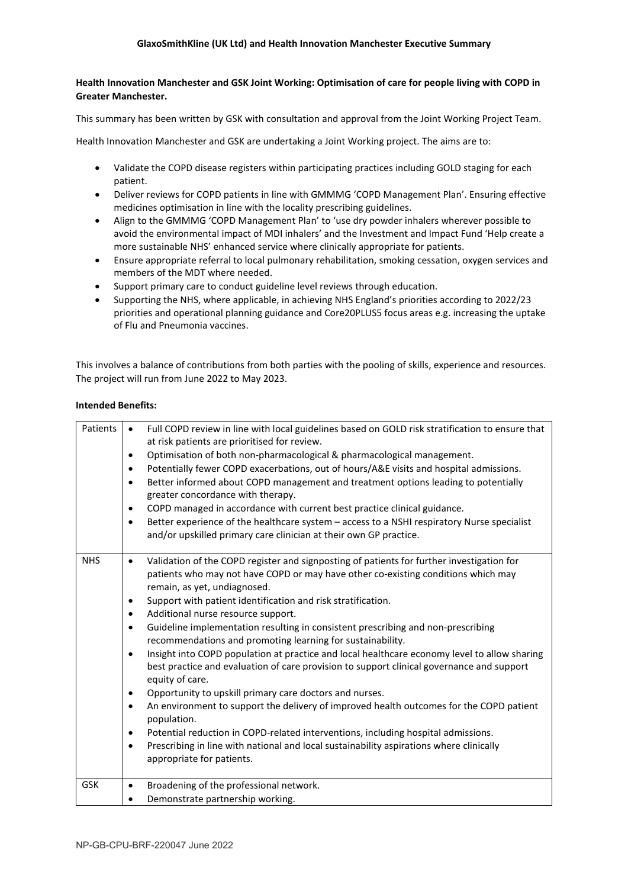**GlaxoSmithKline (UK Ltd) and Health Innovation Manchester Executive Summary**

**Health Innovation Manchester and GSK Joint Working: Optimisation of care for people living with COPD in Greater Manchester.**

This summary has been written by GSK with consultation and approval from the Joint Working Project Team.

Health Innovation Manchester and GSK are undertaking a Joint Working project. The aims are to:

- Validate the COPD disease registers within participating practices including GOLD staging for each patient.
- Deliver reviews for COPD patients in line with GMMMG 'COPD Management Plan'. Ensuring effective medicines optimisation in line with the locality prescribing guidelines.
- Align to the GMMMG 'COPD Management Plan' to 'use dry powder inhalers wherever possible to avoid the environmental impact of MDI inhalers' and the Investment and Impact Fund 'Help create a more sustainable NHS' enhanced service where clinically appropriate for patients.
- Ensure appropriate referral to local pulmonary rehabilitation, smoking cessation, oxygen services and members of the MDT where needed.
- Support primary care to conduct guideline level reviews through education.
- Supporting the NHS, where applicable, in achieving NHS England's priorities according to 2022/23 priorities and operational planning guidance and Core20PLUS5 focus areas e.g. increasing the uptake of Flu and Pneumonia vaccines.

This involves a balance of contributions from both parties with the pooling of skills, experience and resources. The project will run from June 2022 to May 2023.

**Intended Benefits:**

| | |
|---|---|
| Patients | • Full COPD review in line with local guidelines based on GOLD risk stratification to ensure that at risk patients are prioritised for review.<br>• Optimisation of both non-pharmacological & pharmacological management.<br>• Potentially fewer COPD exacerbations, out of hours/A&E visits and hospital admissions.<br>• Better informed about COPD management and treatment options leading to potentially greater concordance with therapy.<br>• COPD managed in accordance with current best practice clinical guidance.<br>• Better experience of the healthcare system – access to a NSHI respiratory Nurse specialist and/or upskilled primary care clinician at their own GP practice. |
| NHS | • Validation of the COPD register and signposting of patients for further investigation for patients who may not have COPD or may have other co-existing conditions which may remain, as yet, undiagnosed.<br>• Support with patient identification and risk stratification.<br>• Additional nurse resource support.<br>• Guideline implementation resulting in consistent prescribing and non-prescribing recommendations and promoting learning for sustainability.<br>• Insight into COPD population at practice and local healthcare economy level to allow sharing best practice and evaluation of care provision to support clinical governance and support equity of care.<br>• Opportunity to upskill primary care doctors and nurses.<br>• An environment to support the delivery of improved health outcomes for the COPD patient population.<br>• Potential reduction in COPD-related interventions, including hospital admissions.<br>• Prescribing in line with national and local sustainability aspirations where clinically appropriate for patients. |
| GSK | • Broadening of the professional network.<br>• Demonstrate partnership working. |

NP-GB-CPU-BRF-220047 June 2022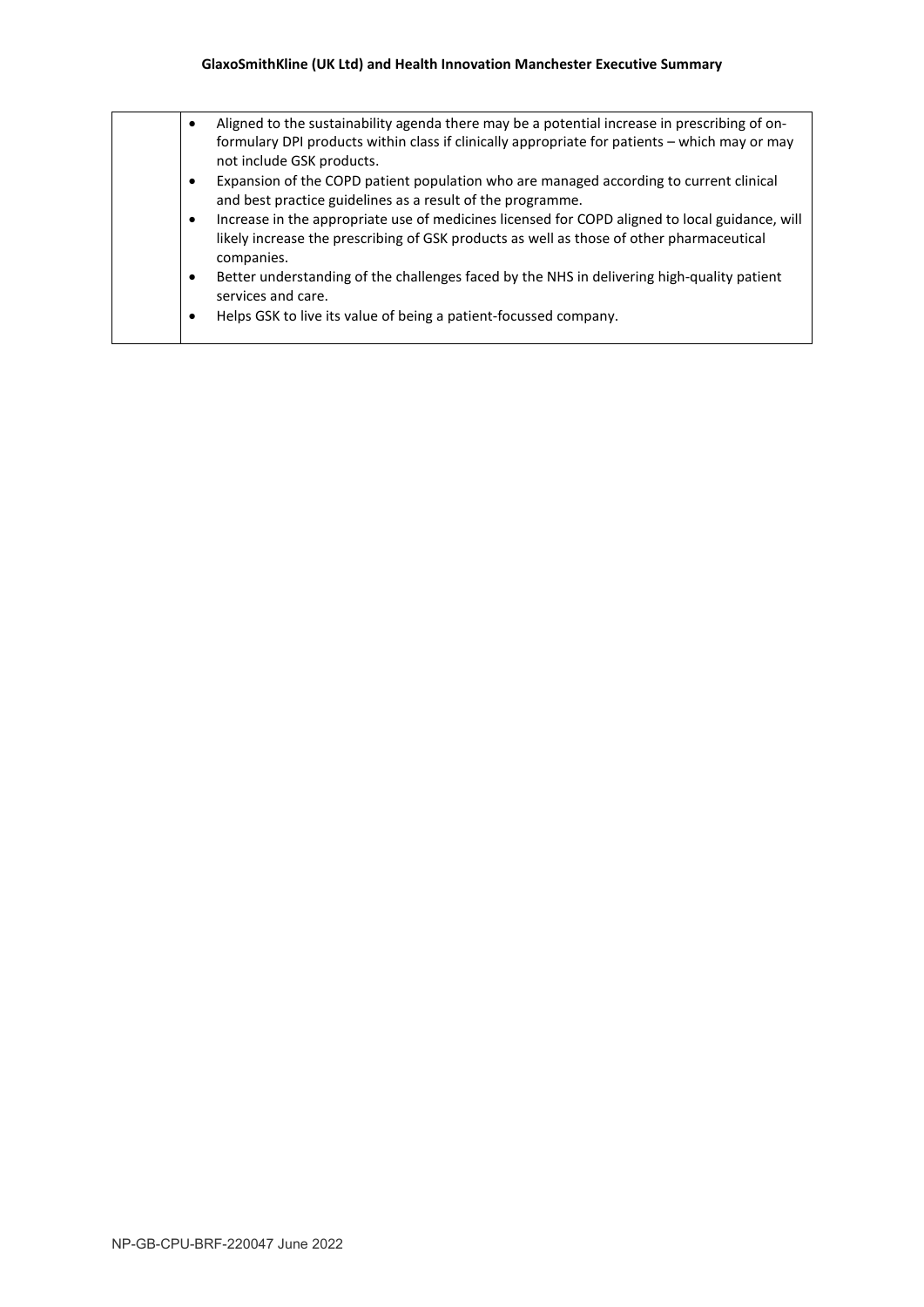| | |
|---|---|
| | • Aligned to the sustainability agenda there may be a potential increase in prescribing of on-formulary DPI products within class if clinically appropriate for patients – which may or may not include GSK products.<br>• Expansion of the COPD patient population who are managed according to current clinical and best practice guidelines as a result of the programme.<br>• Increase in the appropriate use of medicines licensed for COPD aligned to local guidance, will likely increase the prescribing of GSK products as well as those of other pharmaceutical companies.<br>• Better understanding of the challenges faced by the NHS in delivering high-quality patient services and care.<br>• Helps GSK to live its value of being a patient-focussed company. |

NP-GB-CPU-BRF-220047 June 2022